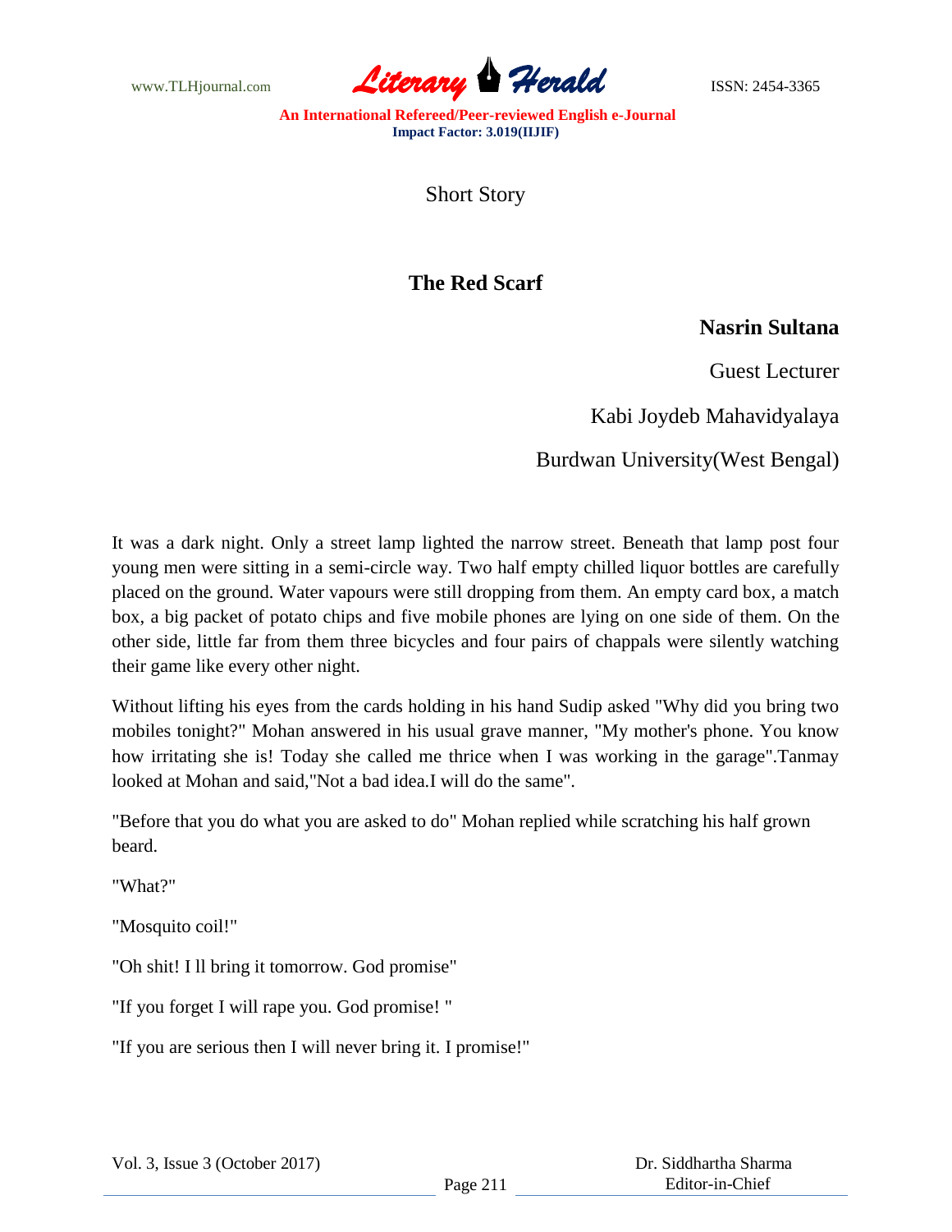Short Story

# The Red Scarf

**Nasrin Sultana**

Guest Lecturer

Kabi Joydeb Mahavidyalaya

Burdwan University(West Bengal)

It was a dark night. Only a street lamp lighted the narrow street. Beneath that lamp post four young men were sitting in a semi-circle way. Two half empty chilled liquor bottles are carefully placed on the ground. Water vapours were still dropping from them. An empty card box, a match box, a big packet of potato chips and five mobile phones are lying on one side of them. On the other side, little far from them three bicycles and four pairs of chappals were silently watching their game like every other night.

Without lifting his eyes from the cards holding in his hand Sudip asked "Why did you bring two mobiles tonight?" Mohan answered in his usual grave manner, "My mother's phone. You know how irritating she is! Today she called me thrice when I was working in the garage".Tanmay looked at Mohan and said,"Not a bad idea.I will do the same".

"Before that you do what you are asked to do" Mohan replied while scratching his half grown beard.

"What?"

"Mosquito coil!"

"Oh shit! I ll bring it tomorrow. God promise"

"If you forget I will rape you. God promise! "

"If you are serious then I will never bring it. I promise!"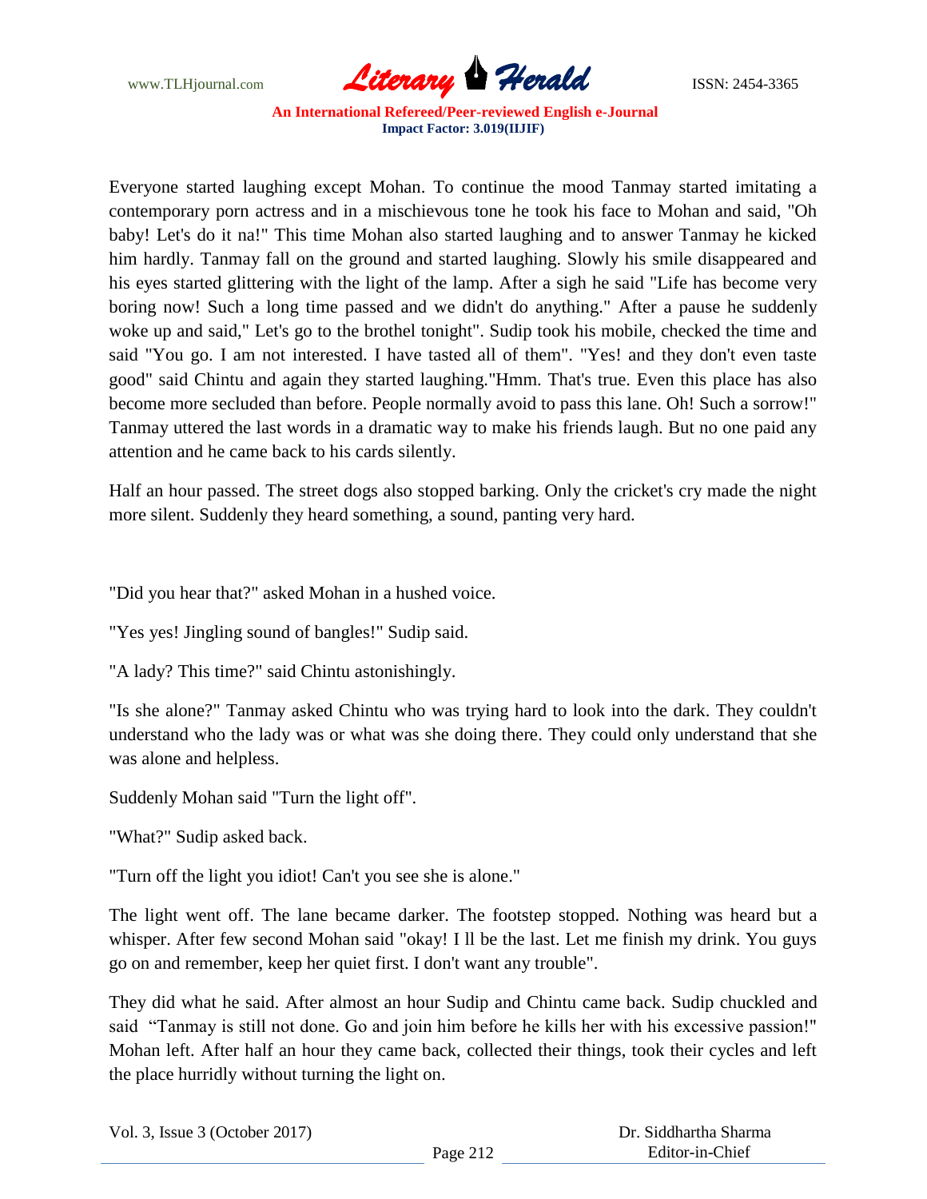Everyone started laughing except Mohan. To continue the mood Tanmay started imitating a contemporary porn actress and in a mischievous tone he took his face to Mohan and said, "Oh baby! Let's do it na!" This time Mohan also started laughing and to answer Tanmay he kicked him hardly. Tanmay fall on the ground and started laughing. Slowly his smile disappeared and his eyes started glittering with the light of the lamp. After a sigh he said "Life has become very boring now! Such a long time passed and we didn't do anything." After a pause he suddenly woke up and said," Let's go to the brothel tonight". Sudip took his mobile, checked the time and said "You go. I am not interested. I have tasted all of them". "Yes! and they don't even taste good" said Chintu and again they started laughing."Hmm. That's true. Even this place has also become more secluded than before. People normally avoid to pass this lane. Oh! Such a sorrow!" Tanmay uttered the last words in a dramatic way to make his friends laugh. But no one paid any attention and he came back to his cards silently.

Half an hour passed. The street dogs also stopped barking. Only the cricket's cry made the night more silent. Suddenly they heard something, a sound, panting very hard.

"Did you hear that?" asked Mohan in a hushed voice.

"Yes yes! Jingling sound of bangles!" Sudip said.

"A lady? This time?" said Chintu astonishingly.

"Is she alone?" Tanmay asked Chintu who was trying hard to look into the dark. They couldn't understand who the lady was or what was she doing there. They could only understand that she was alone and helpless.

Suddenly Mohan said "Turn the light off".

"What?" Sudip asked back.

"Turn off the light you idiot! Can't you see she is alone."

The light went off. The lane became darker. The footstep stopped. Nothing was heard but a whisper. After few second Mohan said "okay! I ll be the last. Let me finish my drink. You guys go on and remember, keep her quiet first. I don't want any trouble".

They did what he said. After almost an hour Sudip and Chintu came back. Sudip chuckled and said "Tanmay is still not done. Go and join him before he kills her with his excessive passion!" Mohan left. After half an hour they came back, collected their things, took their cycles and left the place hurridly without turning the light on.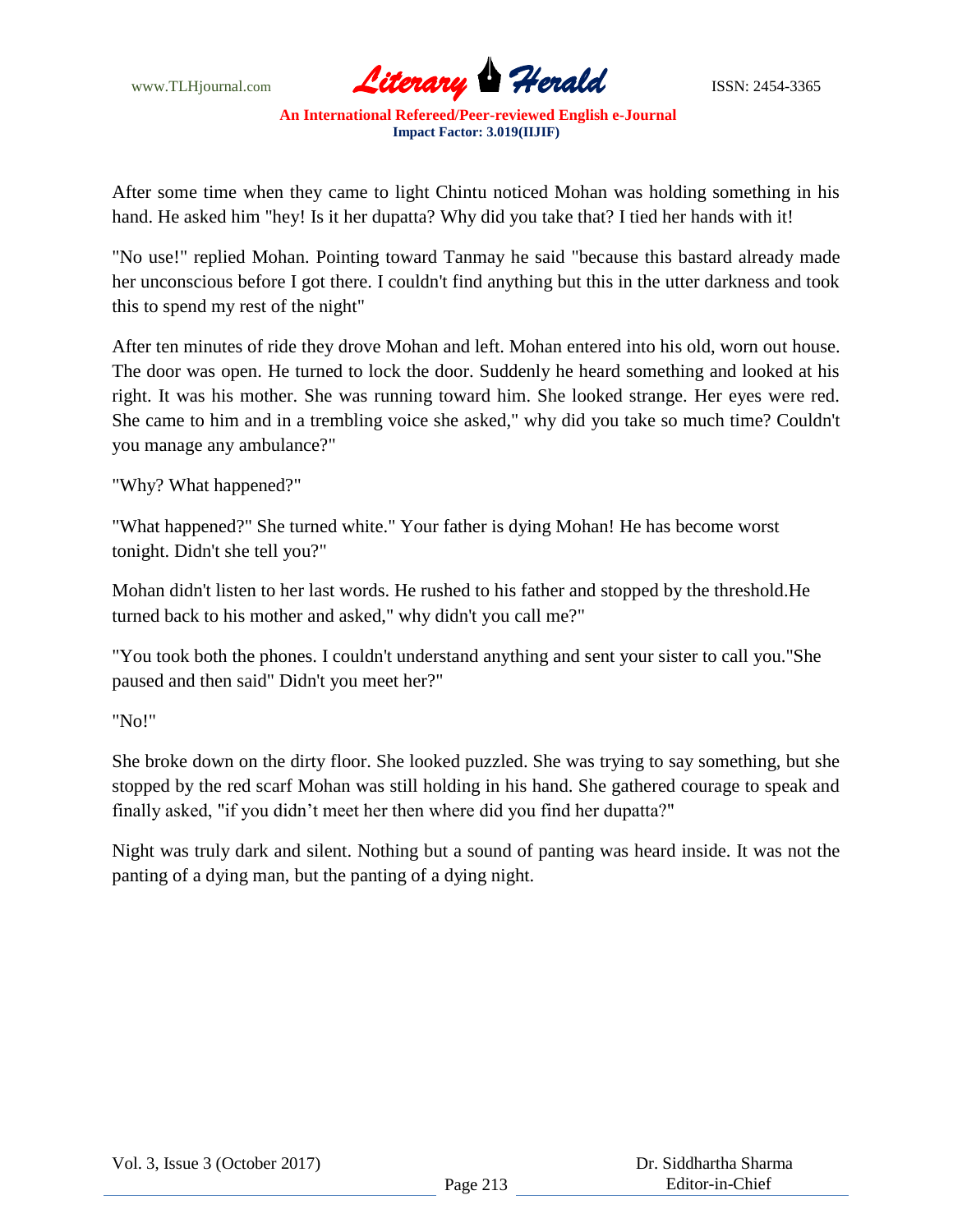After some time when they came to light Chintu noticed Mohan was holding something in his hand. He asked him "hey! Is it her dupatta? Why did you take that? I tied her hands with it!

"No use!" replied Mohan. Pointing toward Tanmay he said "because this bastard already made her unconscious before I got there. I couldn't find anything but this in the utter darkness and took this to spend my rest of the night"

After ten minutes of ride they drove Mohan and left. Mohan entered into his old, worn out house. The door was open. He turned to lock the door. Suddenly he heard something and looked at his right. It was his mother. She was running toward him. She looked strange. Her eyes were red. She came to him and in a trembling voice she asked," why did you take so much time? Couldn't you manage any ambulance?"

"Why? What happened?"

"What happened?" She turned white." Your father is dying Mohan! He has become worst tonight. Didn't she tell you?"

Mohan didn't listen to her last words. He rushed to his father and stopped by the threshold.He turned back to his mother and asked," why didn't you call me?"

"You took both the phones. I couldn't understand anything and sent your sister to call you."She paused and then said" Didn't you meet her?"

"No!"

She broke down on the dirty floor. She looked puzzled. She was trying to say something, but she stopped by the red scarf Mohan was still holding in his hand. She gathered courage to speak and finally asked, "if you didn't meet her then where did you find her dupatta?"

Night was truly dark and silent. Nothing but a sound of panting was heard inside. It was not the panting of a dying man, but the panting of a dying night.